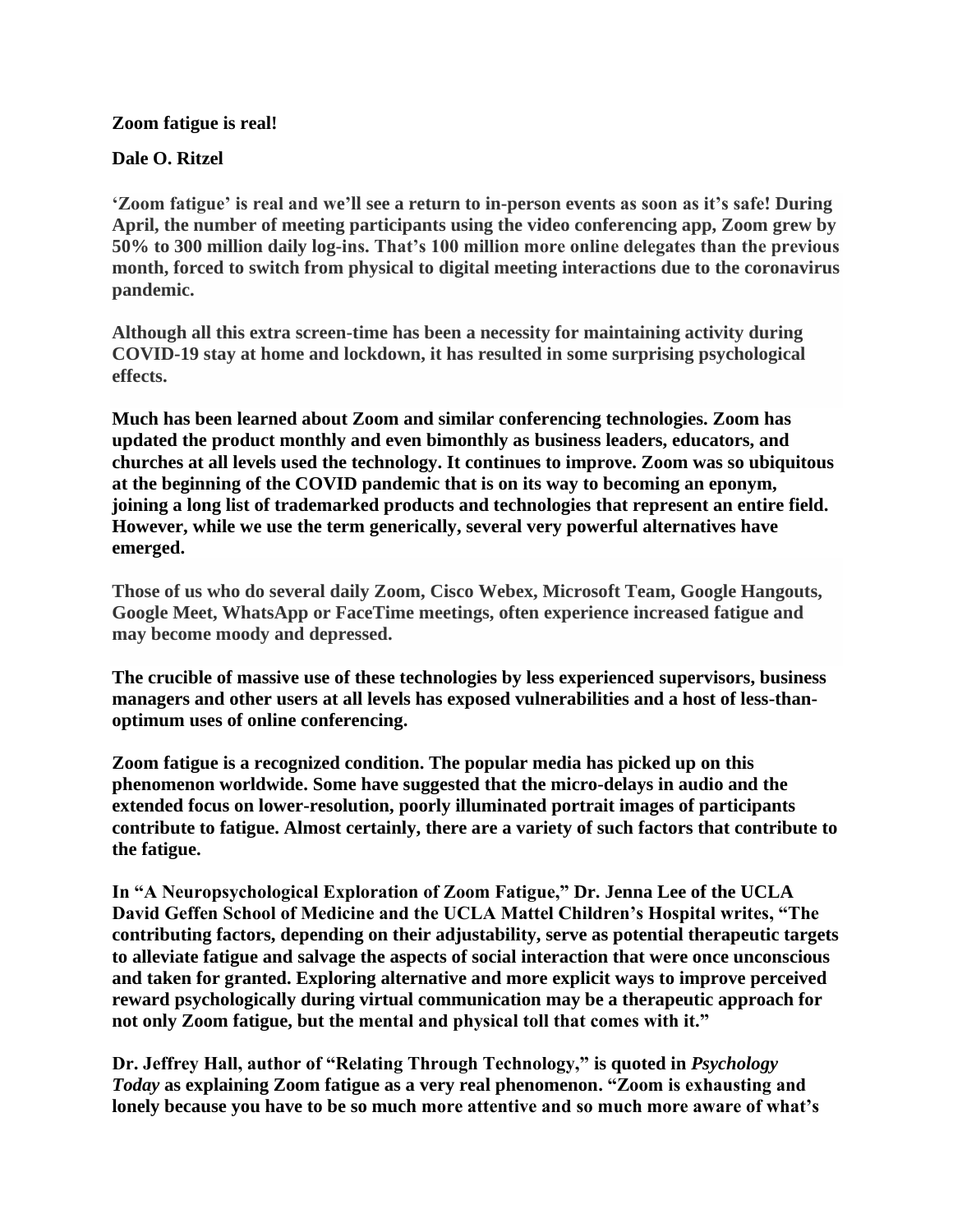**Zoom fatigue is real!**

**Dale O. Ritzel**

**'Zoom fatigue' is real and we'll see a return to in-person events as soon as it's safe! During April, the number of meeting participants using the video conferencing app, Zoom grew by 50% to 300 million daily log-ins. That's 100 million more online delegates than the previous month, forced to switch from physical to digital meeting interactions due to the coronavirus pandemic.**

**Although all this extra screen-time has been a necessity for maintaining activity during COVID-19 stay at home and lockdown, it has resulted in some surprising psychological effects.**

**Much has been learned about Zoom and similar conferencing technologies. Zoom has updated the product monthly and even bimonthly as business leaders, educators, and churches at all levels used the technology. It continues to improve. Zoom was so ubiquitous at the beginning of the COVID pandemic that is on its way to becoming an eponym, joining a long list of trademarked products and technologies that represent an entire field. However, while we use the term generically, several very powerful alternatives have emerged.**

**Those of us who do several daily Zoom, Cisco Webex, Microsoft Team, Google Hangouts, Google Meet, WhatsApp or FaceTime meetings, often experience increased fatigue and may become moody and depressed.**

**The crucible of massive use of these technologies by less experienced supervisors, business managers and other users at all levels has exposed vulnerabilities and a host of less-than-optimum uses of online conferencing.**

**Zoom fatigue is a recognized condition. The popular media has picked up on this phenomenon worldwide. Some have suggested that the micro-delays in audio and the extended focus on lower-resolution, poorly illuminated portrait images of participants contribute to fatigue. Almost certainly, there are a variety of such factors that contribute to the fatigue.**

**In "A Neuropsychological Exploration of Zoom Fatigue," Dr. Jenna Lee of the UCLA David Geffen School of Medicine and the UCLA Mattel Children's Hospital writes, "The contributing factors, depending on their adjustability, serve as potential therapeutic targets to alleviate fatigue and salvage the aspects of social interaction that were once unconscious and taken for granted. Exploring alternative and more explicit ways to improve perceived reward psychologically during virtual communication may be a therapeutic approach for not only Zoom fatigue, but the mental and physical toll that comes with it."**

**Dr. Jeffrey Hall, author of "Relating Through Technology," is quoted in *Psychology Today* as explaining Zoom fatigue as a very real phenomenon. "Zoom is exhausting and lonely because you have to be so much more attentive and so much more aware of what's**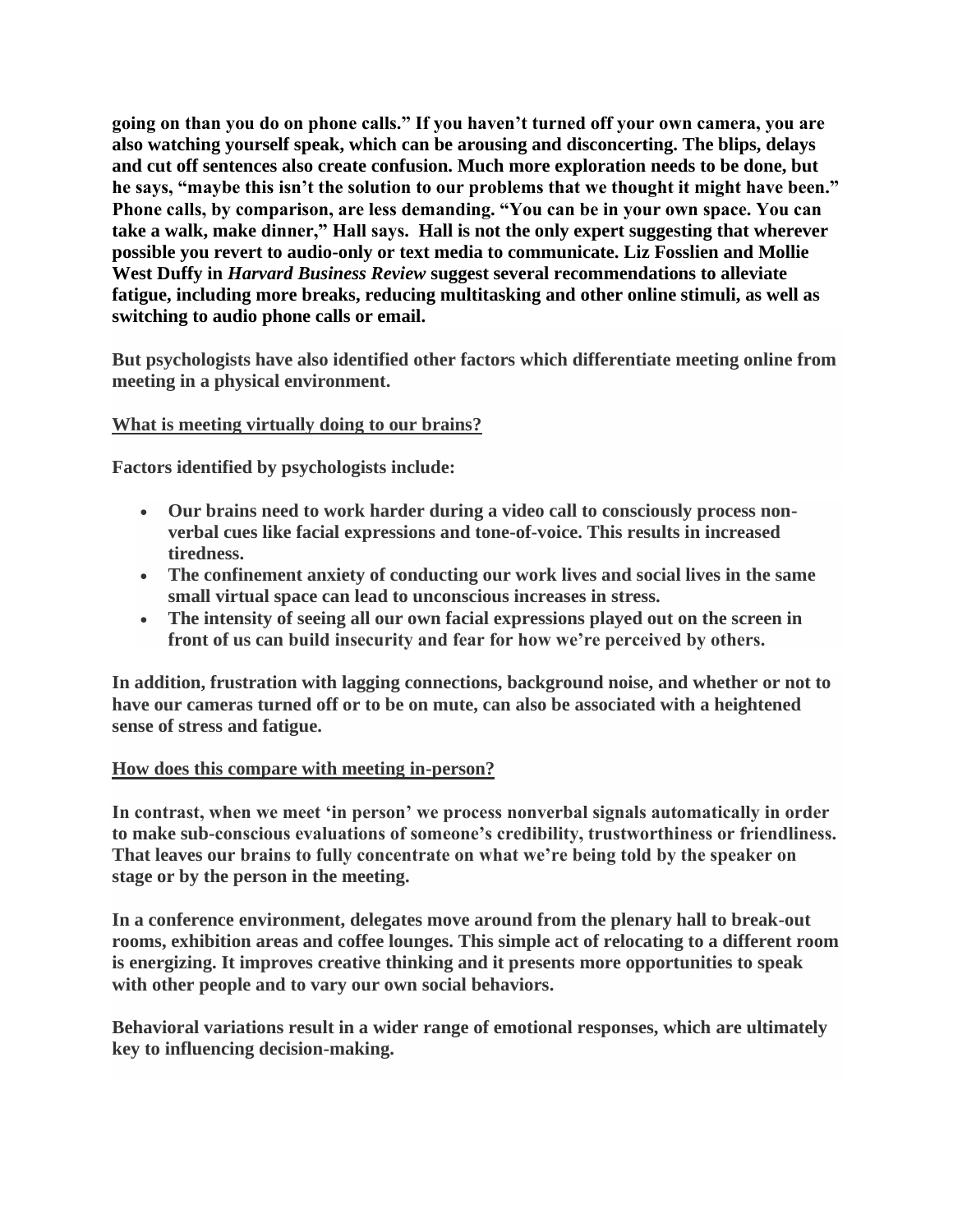**going on than you do on phone calls." If you haven't turned off your own camera, you are also watching yourself speak, which can be arousing and disconcerting. The blips, delays and cut off sentences also create confusion. Much more exploration needs to be done, but he says, "maybe this isn't the solution to our problems that we thought it might have been." Phone calls, by comparison, are less demanding. "You can be in your own space. You can take a walk, make dinner," Hall says. Hall is not the only expert suggesting that wherever possible you revert to audio-only or text media to communicate. Liz Fosslien and Mollie West Duffy in *Harvard Business Review* suggest several recommendations to alleviate fatigue, including more breaks, reducing multitasking and other online stimuli, as well as switching to audio phone calls or email.**

**But psychologists have also identified other factors which differentiate meeting online from meeting in a physical environment.**

## What is meeting virtually doing to our brains?

**Factors identified by psychologists include:**

- **Our brains need to work harder during a video call to consciously process non-verbal cues like facial expressions and tone-of-voice. This results in increased tiredness.**
- **The confinement anxiety of conducting our work lives and social lives in the same small virtual space can lead to unconscious increases in stress.**
- **The intensity of seeing all our own facial expressions played out on the screen in front of us can build insecurity and fear for how we're perceived by others.**

**In addition, frustration with lagging connections, background noise, and whether or not to have our cameras turned off or to be on mute, can also be associated with a heightened sense of stress and fatigue.**

## How does this compare with meeting in-person?

**In contrast, when we meet 'in person' we process nonverbal signals automatically in order to make sub-conscious evaluations of someone's credibility, trustworthiness or friendliness. That leaves our brains to fully concentrate on what we're being told by the speaker on stage or by the person in the meeting.**

**In a conference environment, delegates move around from the plenary hall to break-out rooms, exhibition areas and coffee lounges. This simple act of relocating to a different room is energizing. It improves creative thinking and it presents more opportunities to speak with other people and to vary our own social behaviors.**

**Behavioral variations result in a wider range of emotional responses, which are ultimately key to influencing decision-making.**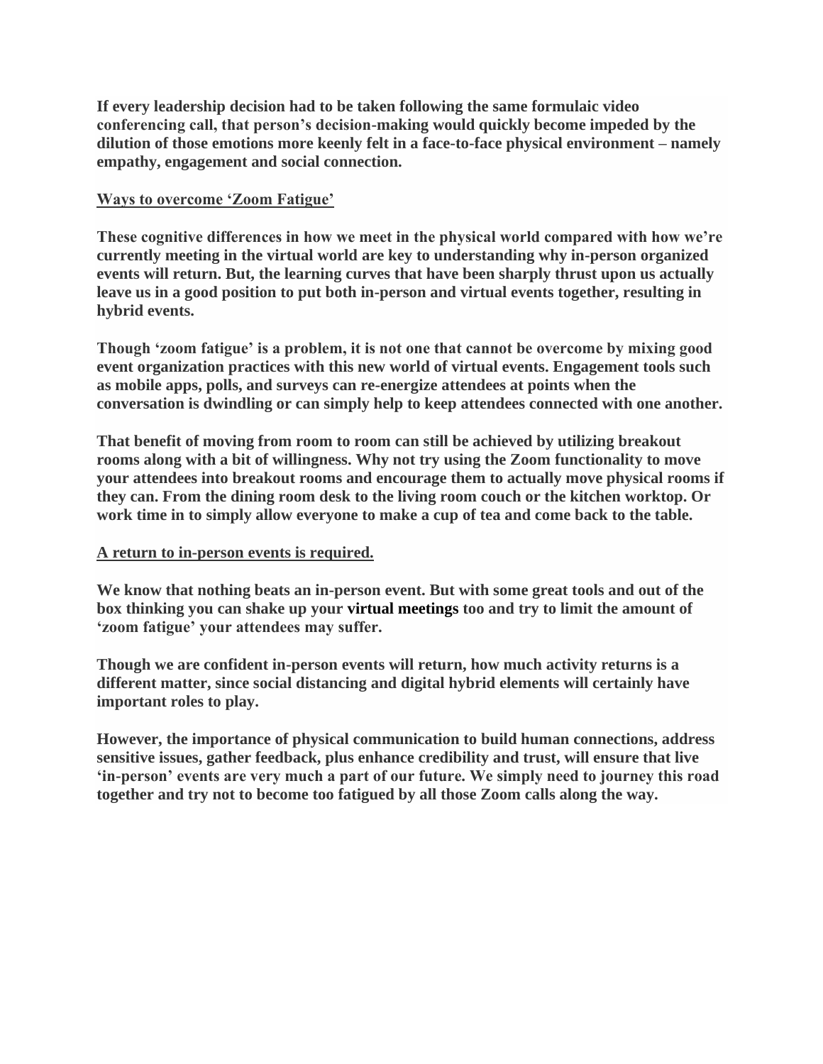**If every leadership decision had to be taken following the same formulaic video conferencing call, that person's decision-making would quickly become impeded by the dilution of those emotions more keenly felt in a face-to-face physical environment – namely empathy, engagement and social connection.**

## Ways to overcome 'Zoom Fatigue'

**These cognitive differences in how we meet in the physical world compared with how we're currently meeting in the virtual world are key to understanding why in-person organized events will return. But, the learning curves that have been sharply thrust upon us actually leave us in a good position to put both in-person and virtual events together, resulting in hybrid events.**

**Though 'zoom fatigue' is a problem, it is not one that cannot be overcome by mixing good event organization practices with this new world of virtual events. Engagement tools such as mobile apps, polls, and surveys can re-energize attendees at points when the conversation is dwindling or can simply help to keep attendees connected with one another.**

**That benefit of moving from room to room can still be achieved by utilizing breakout rooms along with a bit of willingness. Why not try using the Zoom functionality to move your attendees into breakout rooms and encourage them to actually move physical rooms if they can. From the dining room desk to the living room couch or the kitchen worktop. Or work time in to simply allow everyone to make a cup of tea and come back to the table.**

## A return to in-person events is required.

**We know that nothing beats an in-person event. But with some great tools and out of the box thinking you can shake up your virtual meetings too and try to limit the amount of 'zoom fatigue' your attendees may suffer.**

**Though we are confident in-person events will return, how much activity returns is a different matter, since social distancing and digital hybrid elements will certainly have important roles to play.**

**However, the importance of physical communication to build human connections, address sensitive issues, gather feedback, plus enhance credibility and trust, will ensure that live 'in-person' events are very much a part of our future. We simply need to journey this road together and try not to become too fatigued by all those Zoom calls along the way.**